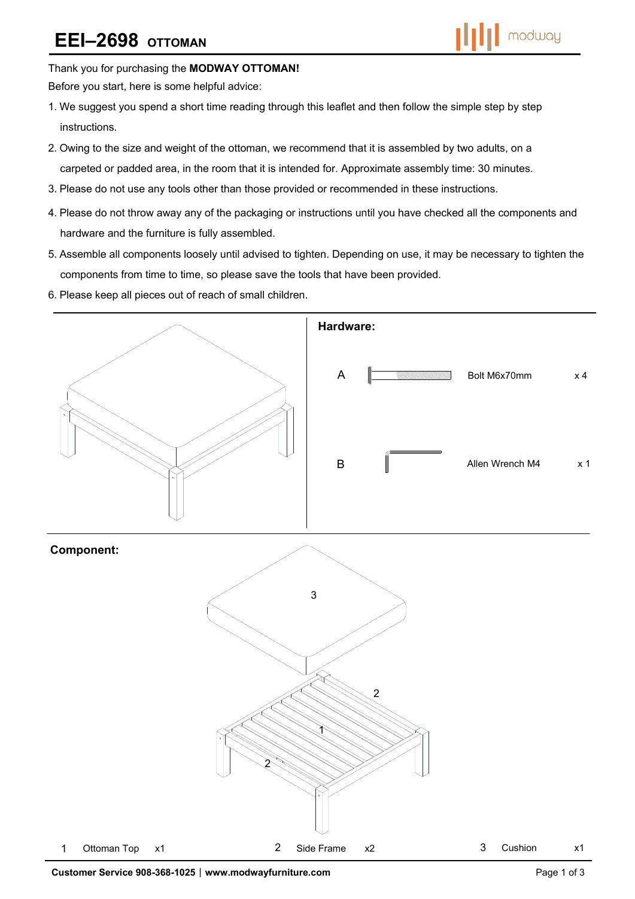# EEI–2698 OTTOMAN

Thank you for purchasing the **MODWAY OTTOMAN!**

Before you start, here is some helpful advice:

1. We suggest you spend a short time reading through this leaflet and then follow the simple step by step instructions.
2. Owing to the size and weight of the ottoman, we recommend that it is assembled by two adults, on a carpeted or padded area, in the room that it is intended for. Approximate assembly time: 30 minutes.
3. Please do not use any tools other than those provided or recommended in these instructions.
4. Please do not throw away any of the packaging or instructions until you have checked all the components and hardware and the furniture is fully assembled.
5. Assemble all components loosely until advised to tighten. Depending on use, it may be necessary to tighten the components from time to time, so please save the tools that have been provided.
6. Please keep all pieces out of reach of small children.

## Hardware:

| | | |
|---|---|---|
| A | Bolt M6x70mm | x 4 |
| B | Allen Wrench M4 | x 1 |

## Component:

| | | |
|---|---|---|
| 1 | Ottoman Top | x1 |
| 2 | Side Frame | x2 |
| 3 | Cushion | x1 |

**Customer Service 908-368-1025 | www.modwayfurniture.com**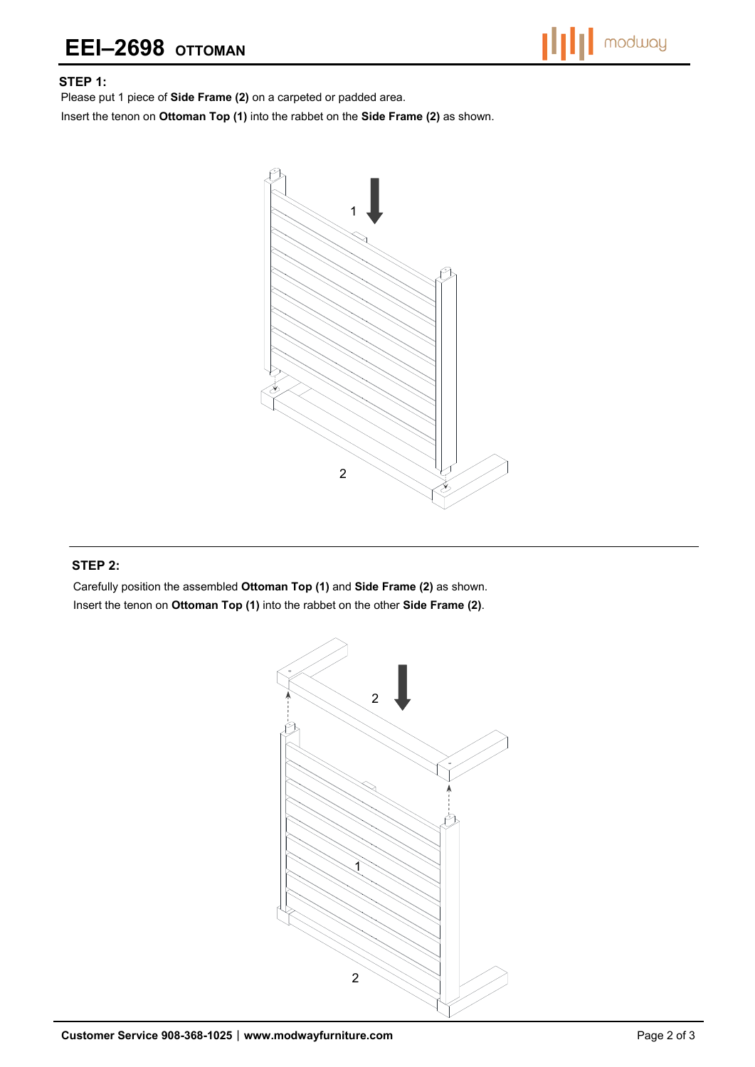# EEI–2698 OTTOMAN

### STEP 1:

Please put 1 piece of **Side Frame (2)** on a carpeted or padded area.

Insert the tenon on **Ottoman Top (1)** into the rabbet on the **Side Frame (2)** as shown.

### STEP 2:

Carefully position the assembled **Ottoman Top (1)** and **Side Frame (2)** as shown.

Insert the tenon on **Ottoman Top (1)** into the rabbet on the other **Side Frame (2)**.

**Customer Service 908-368-1025 | www.modwayfurniture.com**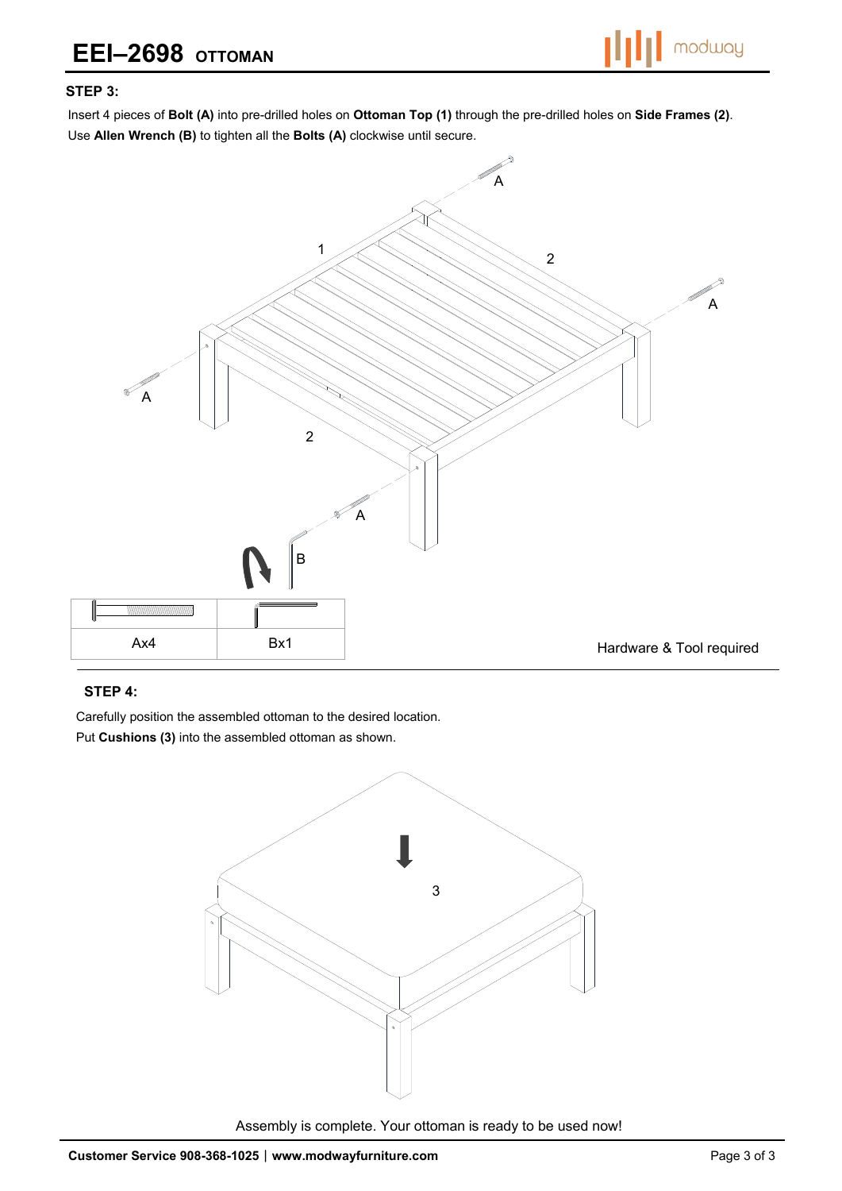# EEI–2698 OTTOMAN

### STEP 3:

Insert 4 pieces of **Bolt (A)** into pre-drilled holes on **Ottoman Top (1)** through the pre-drilled holes on **Side Frames (2)**. Use **Allen Wrench (B)** to tighten all the **Bolts (A)** clockwise until secure.

| | |
|---|---|
| Ax4 | Bx1 |

Hardware & Tool required

### STEP 4:

Carefully position the assembled ottoman to the desired location.
Put **Cushions (3)** into the assembled ottoman as shown.

Assembly is complete. Your ottoman is ready to be used now!

**Customer Service 908-368-1025 | www.modwayfurniture.com**